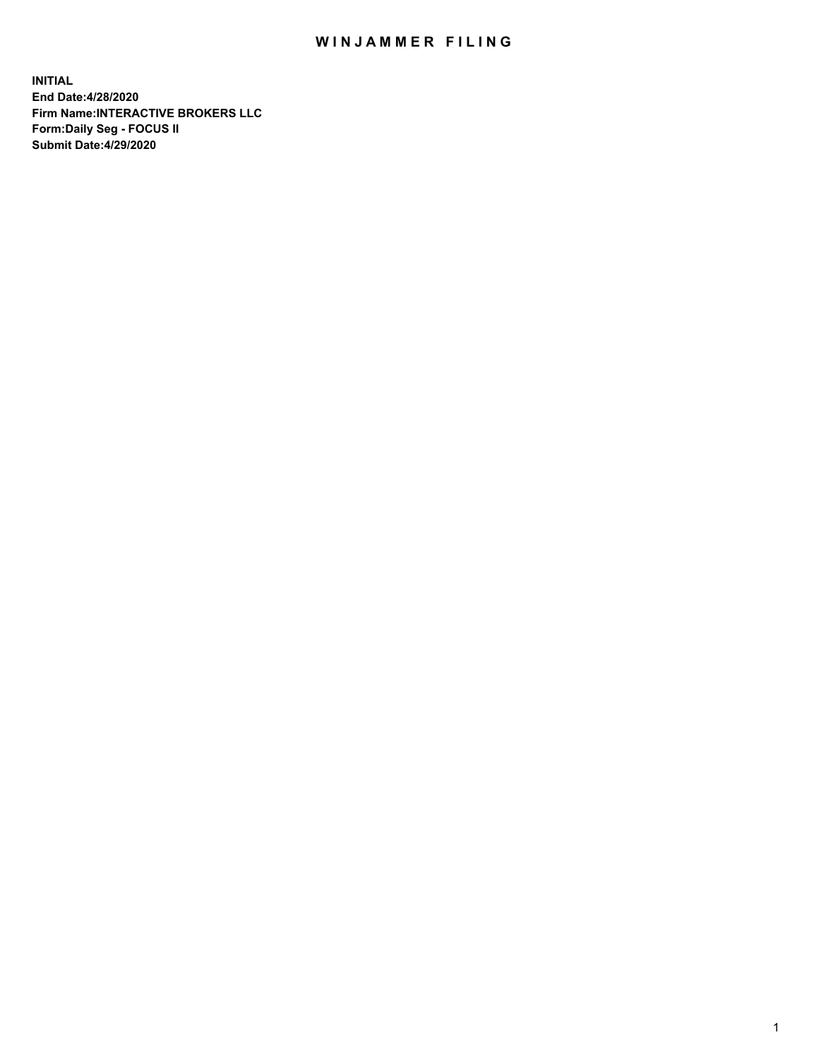# WINJAMMER FILING

**INITIAL**
**End Date:4/28/2020**
**Firm Name:INTERACTIVE BROKERS LLC**
**Form:Daily Seg - FOCUS II**
**Submit Date:4/29/2020**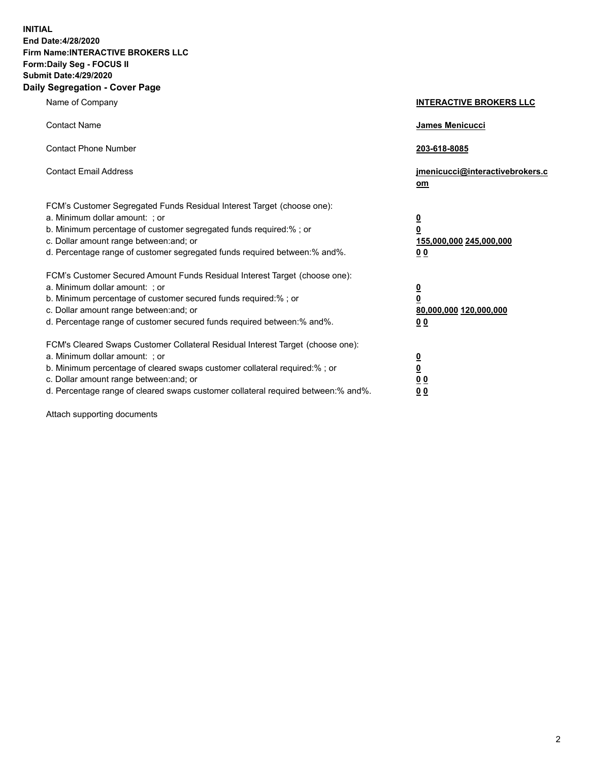**INITIAL**
**End Date:4/28/2020**
**Firm Name:INTERACTIVE BROKERS LLC**
**Form:Daily Seg - FOCUS II**
**Submit Date:4/29/2020**

## Daily Segregation - Cover Page

| | |
|---|---|
| Name of Company | **INTERACTIVE BROKERS LLC** |
| Contact Name | **James Menicucci** |
| Contact Phone Number | **203-618-8085** |
| Contact Email Address | **jmenicucci@interactivebrokers.com** |

FCM's Customer Segregated Funds Residual Interest Target (choose one):

| | |
|---|---|
| a. Minimum dollar amount: ; or | **0** |
| b. Minimum percentage of customer segregated funds required:% ; or | **0** |
| c. Dollar amount range between:and; or | **155,000,000 245,000,000** |
| d. Percentage range of customer segregated funds required between:% and%. | **0 0** |

FCM's Customer Secured Amount Funds Residual Interest Target (choose one):

| | |
|---|---|
| a. Minimum dollar amount: ; or | **0** |
| b. Minimum percentage of customer secured funds required:% ; or | **0** |
| c. Dollar amount range between:and; or | **80,000,000 120,000,000** |
| d. Percentage range of customer secured funds required between:% and%. | **0 0** |

FCM's Cleared Swaps Customer Collateral Residual Interest Target (choose one):

| | |
|---|---|
| a. Minimum dollar amount: ; or | **0** |
| b. Minimum percentage of cleared swaps customer collateral required:% ; or | **0** |
| c. Dollar amount range between:and; or | **0 0** |
| d. Percentage range of cleared swaps customer collateral required between:% and%. | **0 0** |

Attach supporting documents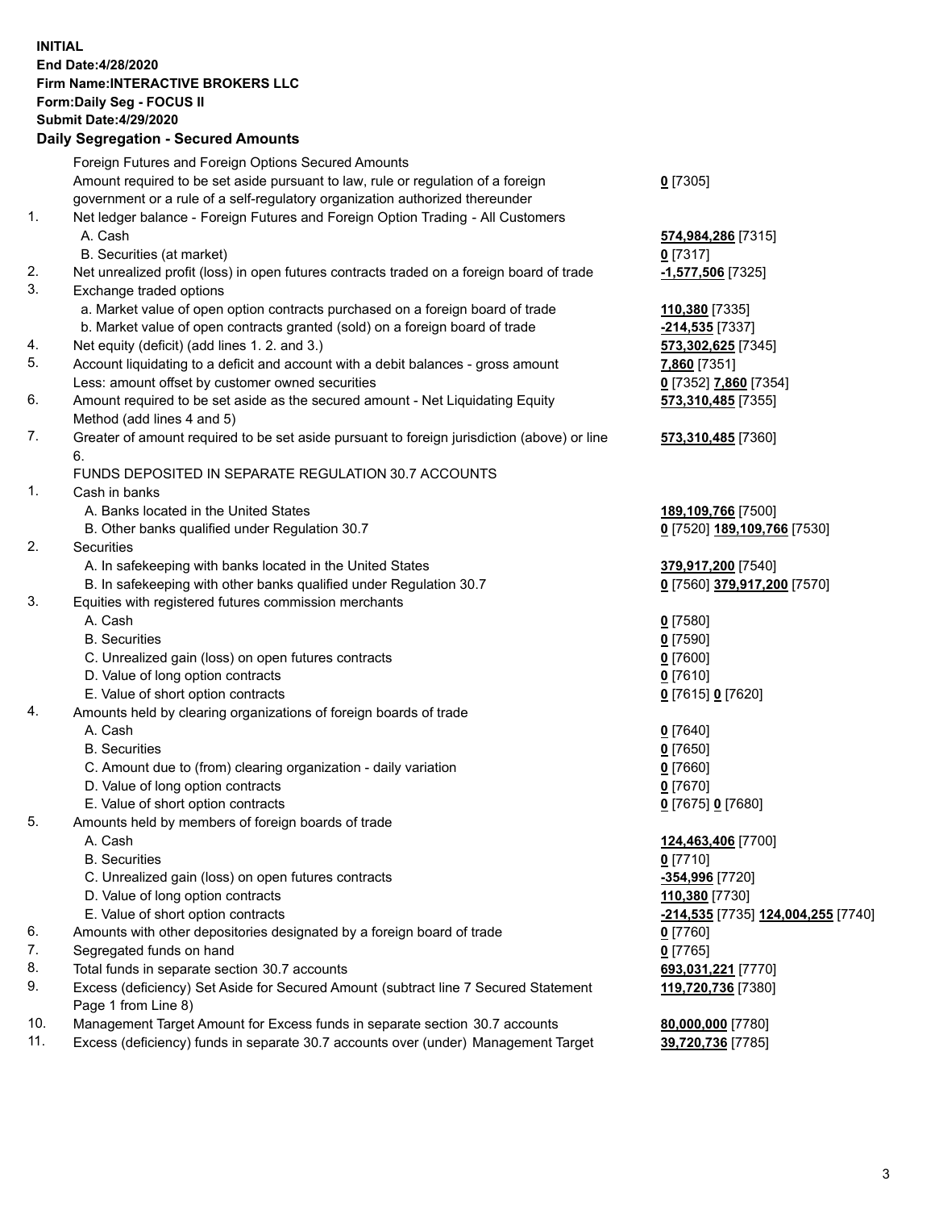**INITIAL**
**End Date:4/28/2020**
**Firm Name:INTERACTIVE BROKERS LLC**
**Form:Daily Seg - FOCUS II**
**Submit Date:4/29/2020**

**Daily Segregation - Secured Amounts**

| | | |
|---|---|---|
| | Foreign Futures and Foreign Options Secured Amounts | |
| | Amount required to be set aside pursuant to law, rule or regulation of a foreign government or a rule of a self-regulatory organization authorized thereunder | **0** [7305] |
| 1. | Net ledger balance - Foreign Futures and Foreign Option Trading - All Customers | |
| | A. Cash | **574,984,286** [7315] |
| | B. Securities (at market) | **0** [7317] |
| 2. | Net unrealized profit (loss) in open futures contracts traded on a foreign board of trade | **-1,577,506** [7325] |
| 3. | Exchange traded options | |
| | a. Market value of open option contracts purchased on a foreign board of trade | **110,380** [7335] |
| | b. Market value of open contracts granted (sold) on a foreign board of trade | **-214,535** [7337] |
| 4. | Net equity (deficit) (add lines 1. 2. and 3.) | **573,302,625** [7345] |
| 5. | Account liquidating to a deficit and account with a debit balances - gross amount | **7,860** [7351] |
| | Less: amount offset by customer owned securities | **0** [7352] **7,860** [7354] |
| 6. | Amount required to be set aside as the secured amount - Net Liquidating Equity Method (add lines 4 and 5) | **573,310,485** [7355] |
| 7. | Greater of amount required to be set aside pursuant to foreign jurisdiction (above) or line 6. | **573,310,485** [7360] |
| | FUNDS DEPOSITED IN SEPARATE REGULATION 30.7 ACCOUNTS | |
| 1. | Cash in banks | |
| | A. Banks located in the United States | **189,109,766** [7500] |
| | B. Other banks qualified under Regulation 30.7 | **0** [7520] **189,109,766** [7530] |
| 2. | Securities | |
| | A. In safekeeping with banks located in the United States | **379,917,200** [7540] |
| | B. In safekeeping with other banks qualified under Regulation 30.7 | **0** [7560] **379,917,200** [7570] |
| 3. | Equities with registered futures commission merchants | |
| | A. Cash | **0** [7580] |
| | B. Securities | **0** [7590] |
| | C. Unrealized gain (loss) on open futures contracts | **0** [7600] |
| | D. Value of long option contracts | **0** [7610] |
| | E. Value of short option contracts | **0** [7615] **0** [7620] |
| 4. | Amounts held by clearing organizations of foreign boards of trade | |
| | A. Cash | **0** [7640] |
| | B. Securities | **0** [7650] |
| | C. Amount due to (from) clearing organization - daily variation | **0** [7660] |
| | D. Value of long option contracts | **0** [7670] |
| | E. Value of short option contracts | **0** [7675] **0** [7680] |
| 5. | Amounts held by members of foreign boards of trade | |
| | A. Cash | **124,463,406** [7700] |
| | B. Securities | **0** [7710] |
| | C. Unrealized gain (loss) on open futures contracts | **-354,996** [7720] |
| | D. Value of long option contracts | **110,380** [7730] |
| | E. Value of short option contracts | **-214,535** [7735] **124,004,255** [7740] |
| 6. | Amounts with other depositories designated by a foreign board of trade | **0** [7760] |
| 7. | Segregated funds on hand | **0** [7765] |
| 8. | Total funds in separate section 30.7 accounts | **693,031,221** [7770] |
| 9. | Excess (deficiency) Set Aside for Secured Amount (subtract line 7 Secured Statement Page 1 from Line 8) | **119,720,736** [7380] |
| 10. | Management Target Amount for Excess funds in separate section 30.7 accounts | **80,000,000** [7780] |
| 11. | Excess (deficiency) funds in separate 30.7 accounts over (under) Management Target | **39,720,736** [7785] |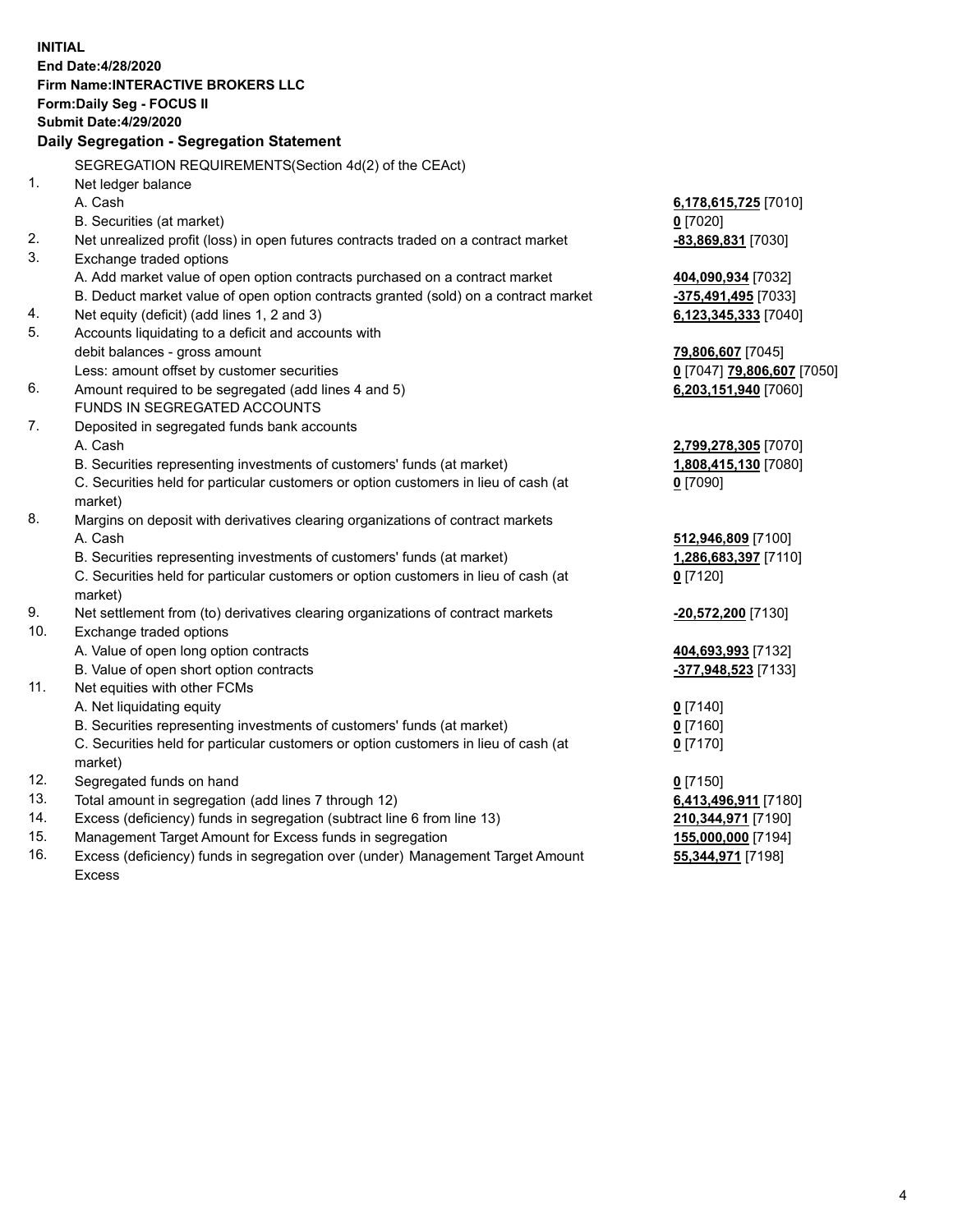**INITIAL**
**End Date:4/28/2020**
**Firm Name:INTERACTIVE BROKERS LLC**
**Form:Daily Seg - FOCUS II**
**Submit Date:4/29/2020**

**Daily Segregation - Segregation Statement**

| | | |
|---|---|---|
| | SEGREGATION REQUIREMENTS(Section 4d(2) of the CEAct) | |
| 1. | Net ledger balance | |
| | A. Cash | **6,178,615,725** [7010] |
| | B. Securities (at market) | **0** [7020] |
| 2. | Net unrealized profit (loss) in open futures contracts traded on a contract market | **-83,869,831** [7030] |
| 3. | Exchange traded options | |
| | A. Add market value of open option contracts purchased on a contract market | **404,090,934** [7032] |
| | B. Deduct market value of open option contracts granted (sold) on a contract market | **-375,491,495** [7033] |
| 4. | Net equity (deficit) (add lines 1, 2 and 3) | **6,123,345,333** [7040] |
| 5. | Accounts liquidating to a deficit and accounts with debit balances - gross amount | **79,806,607** [7045] |
| | Less: amount offset by customer securities | **0** [7047] **79,806,607** [7050] |
| 6. | Amount required to be segregated (add lines 4 and 5) | **6,203,151,940** [7060] |
| | FUNDS IN SEGREGATED ACCOUNTS | |
| 7. | Deposited in segregated funds bank accounts | |
| | A. Cash | **2,799,278,305** [7070] |
| | B. Securities representing investments of customers' funds (at market) | **1,808,415,130** [7080] |
| | C. Securities held for particular customers or option customers in lieu of cash (at market) | **0** [7090] |
| 8. | Margins on deposit with derivatives clearing organizations of contract markets | |
| | A. Cash | **512,946,809** [7100] |
| | B. Securities representing investments of customers' funds (at market) | **1,286,683,397** [7110] |
| | C. Securities held for particular customers or option customers in lieu of cash (at market) | **0** [7120] |
| 9. | Net settlement from (to) derivatives clearing organizations of contract markets | **-20,572,200** [7130] |
| 10. | Exchange traded options | |
| | A. Value of open long option contracts | **404,693,993** [7132] |
| | B. Value of open short option contracts | **-377,948,523** [7133] |
| 11. | Net equities with other FCMs | |
| | A. Net liquidating equity | **0** [7140] |
| | B. Securities representing investments of customers' funds (at market) | **0** [7160] |
| | C. Securities held for particular customers or option customers in lieu of cash (at market) | **0** [7170] |
| 12. | Segregated funds on hand | **0** [7150] |
| 13. | Total amount in segregation (add lines 7 through 12) | **6,413,496,911** [7180] |
| 14. | Excess (deficiency) funds in segregation (subtract line 6 from line 13) | **210,344,971** [7190] |
| 15. | Management Target Amount for Excess funds in segregation | **155,000,000** [7194] |
| 16. | Excess (deficiency) funds in segregation over (under) Management Target Amount Excess | **55,344,971** [7198] |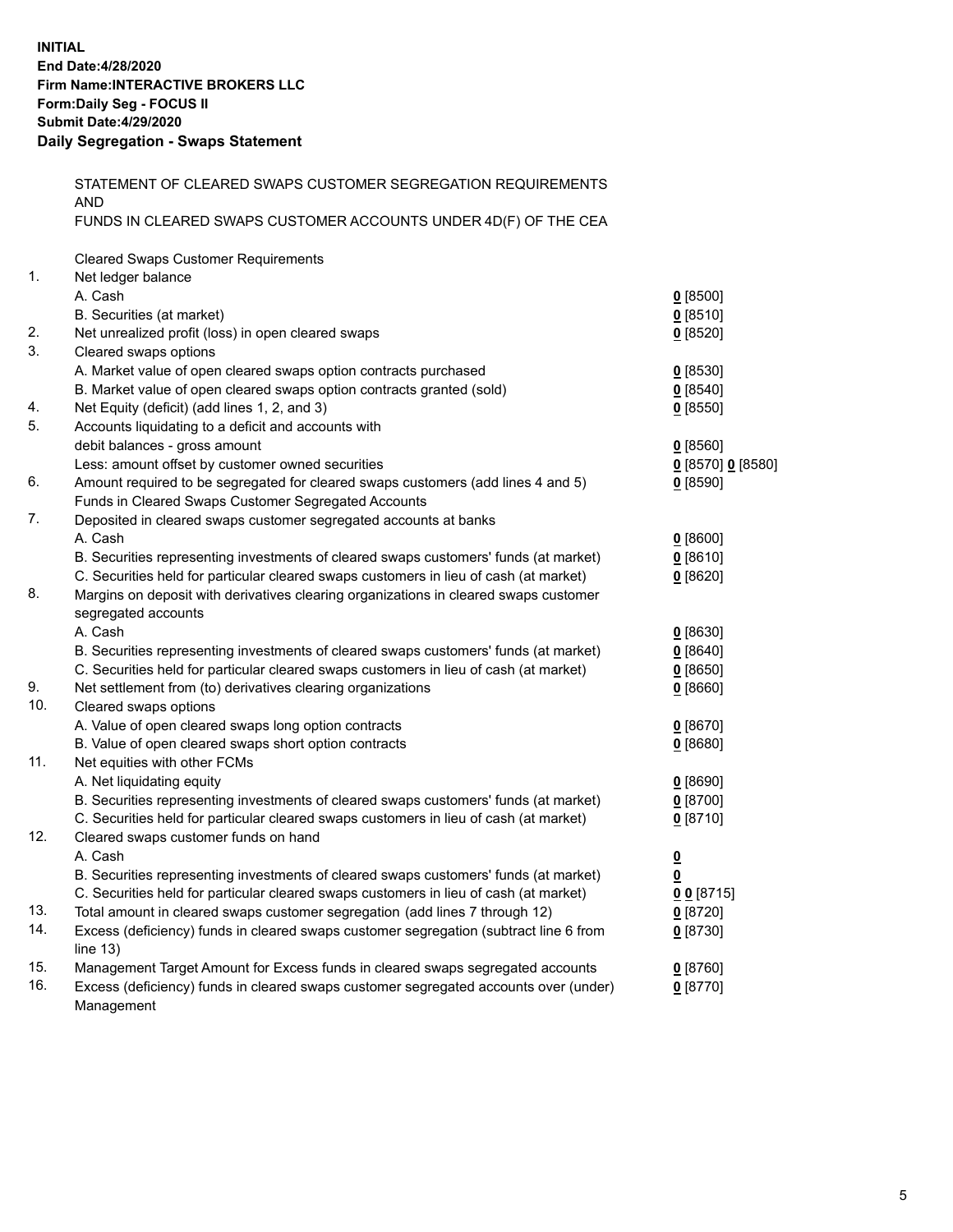**INITIAL**
**End Date:4/28/2020**
**Firm Name:INTERACTIVE BROKERS LLC**
**Form:Daily Seg - FOCUS II**
**Submit Date:4/29/2020**
**Daily Segregation - Swaps Statement**

STATEMENT OF CLEARED SWAPS CUSTOMER SEGREGATION REQUIREMENTS AND FUNDS IN CLEARED SWAPS CUSTOMER ACCOUNTS UNDER 4D(F) OF THE CEA

| | | |
|---|---|---|
| | Cleared Swaps Customer Requirements | |
| 1. | Net ledger balance | |
| | A. Cash | 0 [8500] |
| | B. Securities (at market) | 0 [8510] |
| 2. | Net unrealized profit (loss) in open cleared swaps | 0 [8520] |
| 3. | Cleared swaps options | |
| | A. Market value of open cleared swaps option contracts purchased | 0 [8530] |
| | B. Market value of open cleared swaps option contracts granted (sold) | 0 [8540] |
| 4. | Net Equity (deficit) (add lines 1, 2, and 3) | 0 [8550] |
| 5. | Accounts liquidating to a deficit and accounts with | |
| | debit balances - gross amount | 0 [8560] |
| | Less: amount offset by customer owned securities | 0 [8570] 0 [8580] |
| 6. | Amount required to be segregated for cleared swaps customers (add lines 4 and 5) | 0 [8590] |
| | Funds in Cleared Swaps Customer Segregated Accounts | |
| 7. | Deposited in cleared swaps customer segregated accounts at banks | |
| | A. Cash | 0 [8600] |
| | B. Securities representing investments of cleared swaps customers' funds (at market) | 0 [8610] |
| | C. Securities held for particular cleared swaps customers in lieu of cash (at market) | 0 [8620] |
| 8. | Margins on deposit with derivatives clearing organizations in cleared swaps customer segregated accounts | |
| | A. Cash | 0 [8630] |
| | B. Securities representing investments of cleared swaps customers' funds (at market) | 0 [8640] |
| | C. Securities held for particular cleared swaps customers in lieu of cash (at market) | 0 [8650] |
| 9. | Net settlement from (to) derivatives clearing organizations | 0 [8660] |
| 10. | Cleared swaps options | |
| | A. Value of open cleared swaps long option contracts | 0 [8670] |
| | B. Value of open cleared swaps short option contracts | 0 [8680] |
| 11. | Net equities with other FCMs | |
| | A. Net liquidating equity | 0 [8690] |
| | B. Securities representing investments of cleared swaps customers' funds (at market) | 0 [8700] |
| | C. Securities held for particular cleared swaps customers in lieu of cash (at market) | 0 [8710] |
| 12. | Cleared swaps customer funds on hand | |
| | A. Cash | 0 |
| | B. Securities representing investments of cleared swaps customers' funds (at market) | 0 |
| | C. Securities held for particular cleared swaps customers in lieu of cash (at market) | 0 0 [8715] |
| 13. | Total amount in cleared swaps customer segregation (add lines 7 through 12) | 0 [8720] |
| 14. | Excess (deficiency) funds in cleared swaps customer segregation (subtract line 6 from line 13) | 0 [8730] |
| 15. | Management Target Amount for Excess funds in cleared swaps segregated accounts | 0 [8760] |
| 16. | Excess (deficiency) funds in cleared swaps customer segregated accounts over (under) Management | 0 [8770] |